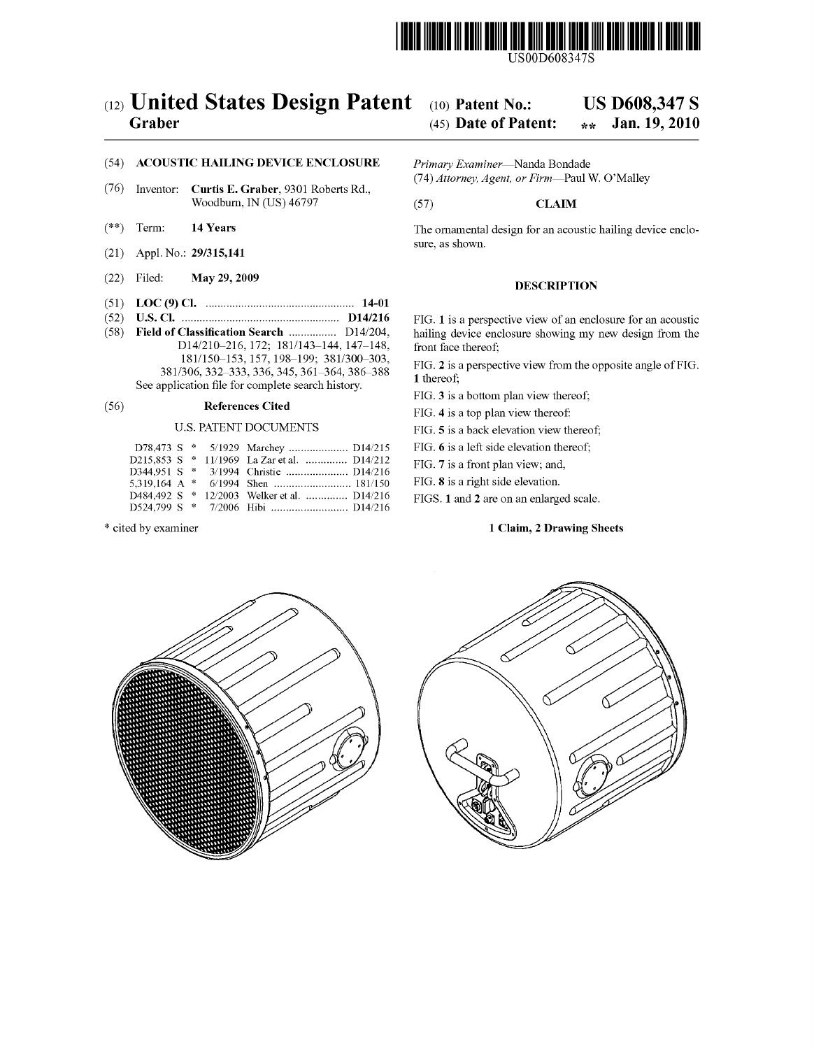US00D608347S

# (12) United States Design Patent

**Graber**

(10) **Patent No.: US D608,347 S**

(45) **Date of Patent: \*\* Jan. 19, 2010**

(54) **ACOUSTIC HAILING DEVICE ENCLOSURE**

(76) Inventor: **Curtis E. Graber**, 9301 Roberts Rd., Woodburn, IN (US) 46797

(\*\*) Term: **14 Years**

(21) Appl. No.: **29/315,141**

(22) Filed: **May 29, 2009**

(51) **LOC (9) Cl.** .................................................. **14-01**

(52) **U.S. Cl.** ..................................................... **D14/216**

(58) **Field of Classification Search** ................ D14/204, D14/210–216, 172; 181/143–144, 147–148, 181/150–153, 157, 198–199; 381/300–303, 381/306, 332–333, 336, 345, 361–364, 386–388

See application file for complete search history.

(56) **References Cited**

U.S. PATENT DOCUMENTS

| | | | | |
|---|---|---|---|---|
| D78,473 S | \* | 5/1929 | Marchey | D14/215 |
| D215,853 S | \* | 11/1969 | La Zar et al. | D14/212 |
| D344,951 S | \* | 3/1994 | Christie | D14/216 |
| 5,319,164 A | \* | 6/1994 | Shen | 181/150 |
| D484,492 S | \* | 12/2003 | Welker et al. | D14/216 |
| D524,799 S | \* | 7/2006 | Hibi | D14/216 |

\* cited by examiner

*Primary Examiner*—Nanda Bondade

(74) *Attorney, Agent, or Firm*—Paul W. O'Malley

(57) **CLAIM**

The ornamental design for an acoustic hailing device enclosure, as shown.

**DESCRIPTION**

FIG. **1** is a perspective view of an enclosure for an acoustic hailing device enclosure showing my new design from the front face thereof;

FIG. **2** is a perspective view from the opposite angle of FIG. **1** thereof;

FIG. **3** is a bottom plan view thereof;

FIG. **4** is a top plan view thereof:

FIG. **5** is a back elevation view thereof;

FIG. **6** is a left side elevation thereof;

FIG. **7** is a front plan view; and,

FIG. **8** is a right side elevation.

FIGS. **1** and **2** are on an enlarged scale.

**1 Claim, 2 Drawing Sheets**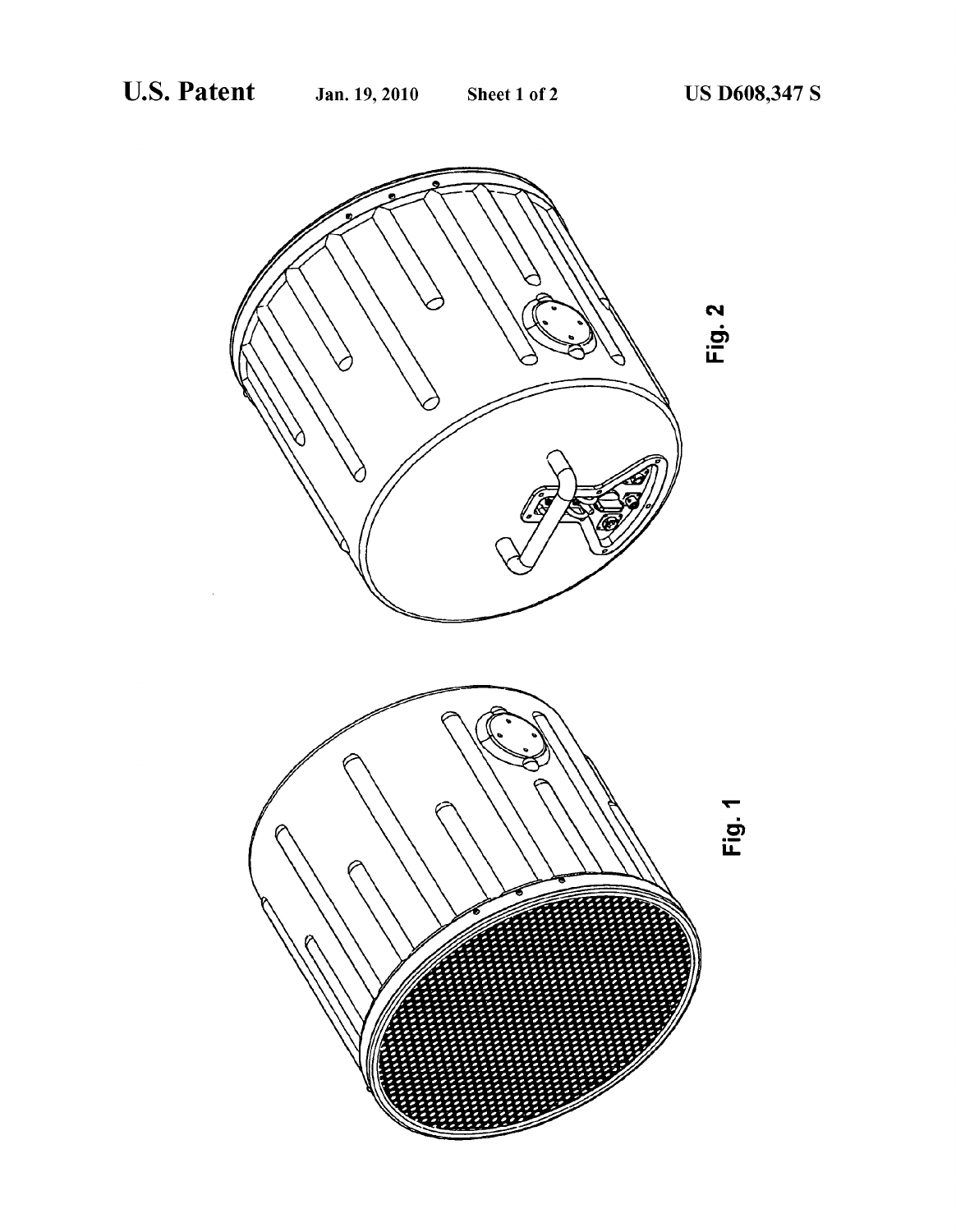Fig. 2

Fig. 1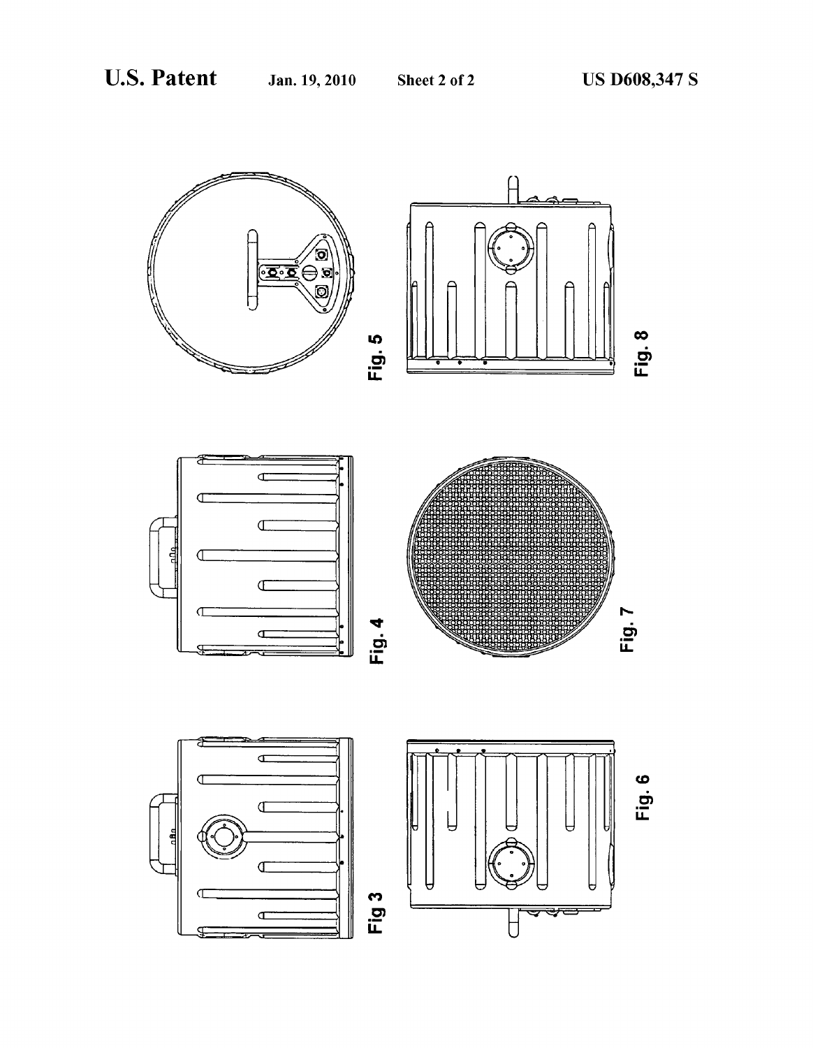Fig. 5

Fig. 8

Fig. 4

Fig. 7

Fig 3

Fig. 6